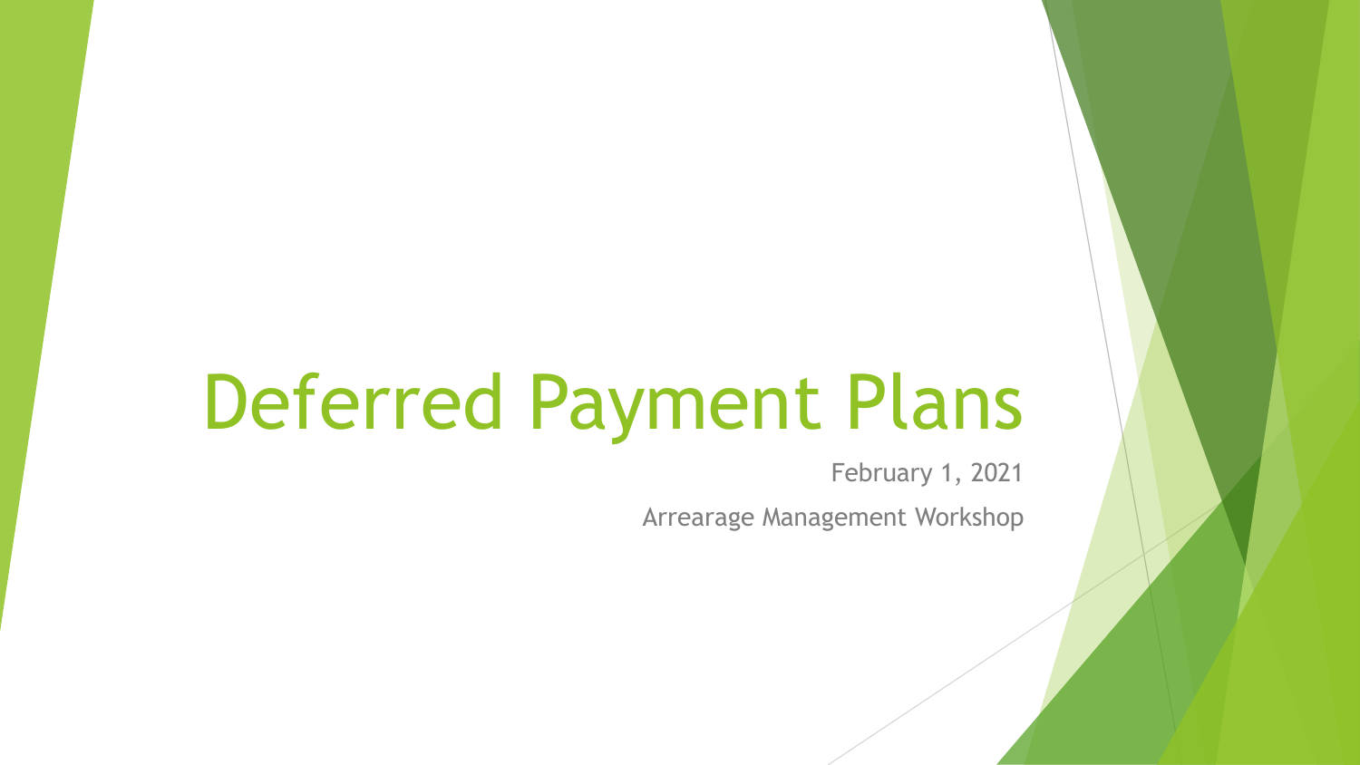# Deferred Payment Plans

February 1, 2021

Arrearage Management Workshop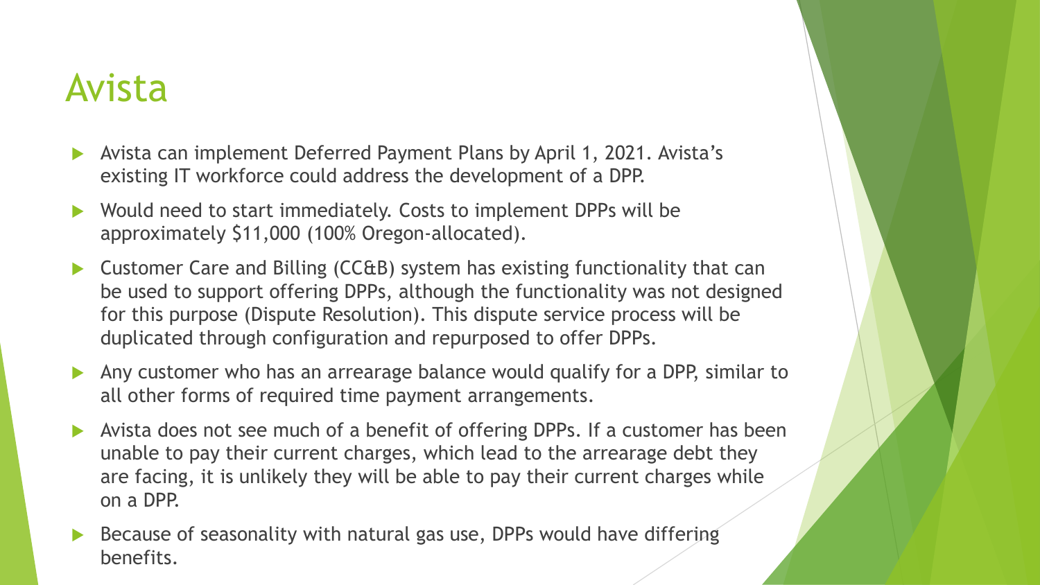# Avista

- Avista can implement Deferred Payment Plans by April 1, 2021. Avista's existing IT workforce could address the development of a DPP.
- Would need to start immediately. Costs to implement DPPs will be approximately $11,000 (100% Oregon-allocated).
- Customer Care and Billing (CC&B) system has existing functionality that can be used to support offering DPPs, although the functionality was not designed for this purpose (Dispute Resolution). This dispute service process will be duplicated through configuration and repurposed to offer DPPs.
- Any customer who has an arrearage balance would qualify for a DPP, similar to all other forms of required time payment arrangements.
- Avista does not see much of a benefit of offering DPPs. If a customer has been unable to pay their current charges, which lead to the arrearage debt they are facing, it is unlikely they will be able to pay their current charges while on a DPP.
- Because of seasonality with natural gas use, DPPs would have differing benefits.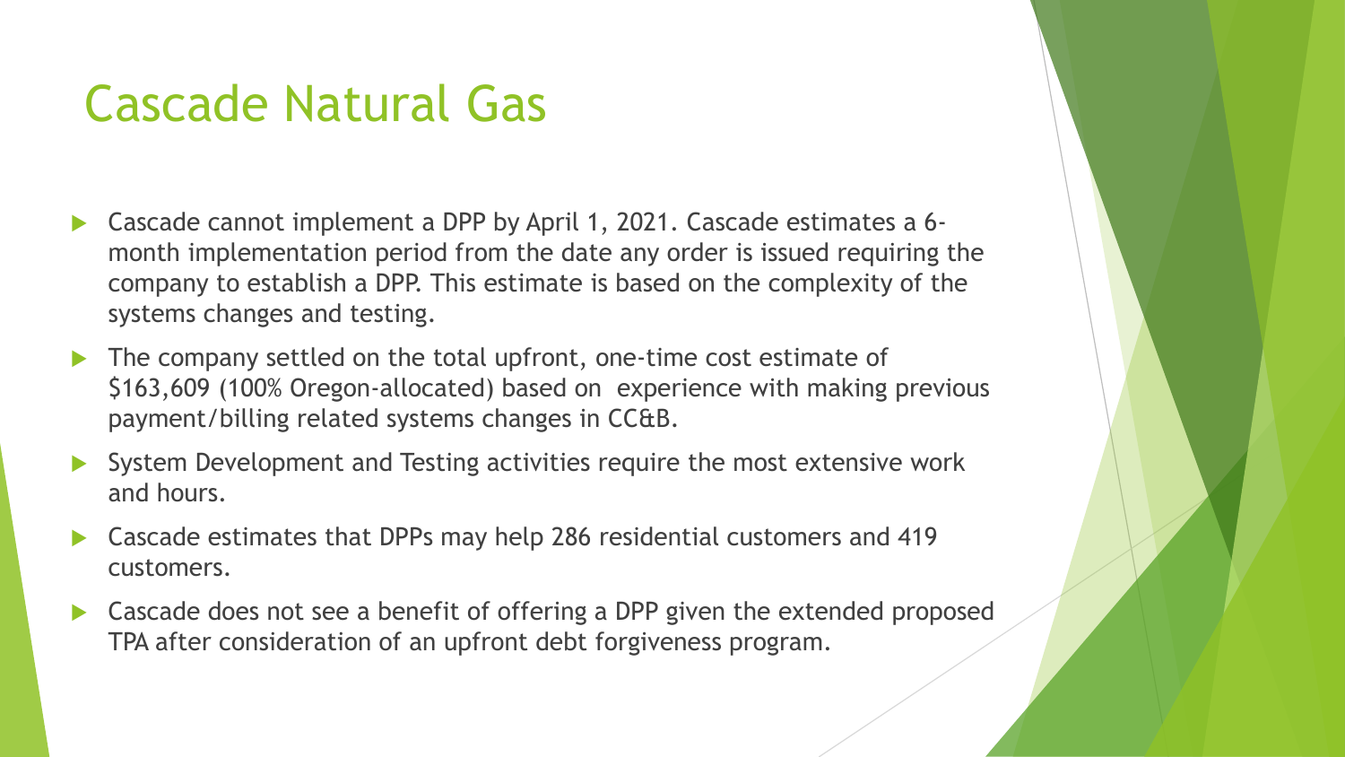# Cascade Natural Gas

- Cascade cannot implement a DPP by April 1, 2021. Cascade estimates a 6-month implementation period from the date any order is issued requiring the company to establish a DPP. This estimate is based on the complexity of the systems changes and testing.
- The company settled on the total upfront, one-time cost estimate of $163,609 (100% Oregon-allocated) based on experience with making previous payment/billing related systems changes in CC&B.
- System Development and Testing activities require the most extensive work and hours.
- Cascade estimates that DPPs may help 286 residential customers and 419 customers.
- Cascade does not see a benefit of offering a DPP given the extended proposed TPA after consideration of an upfront debt forgiveness program.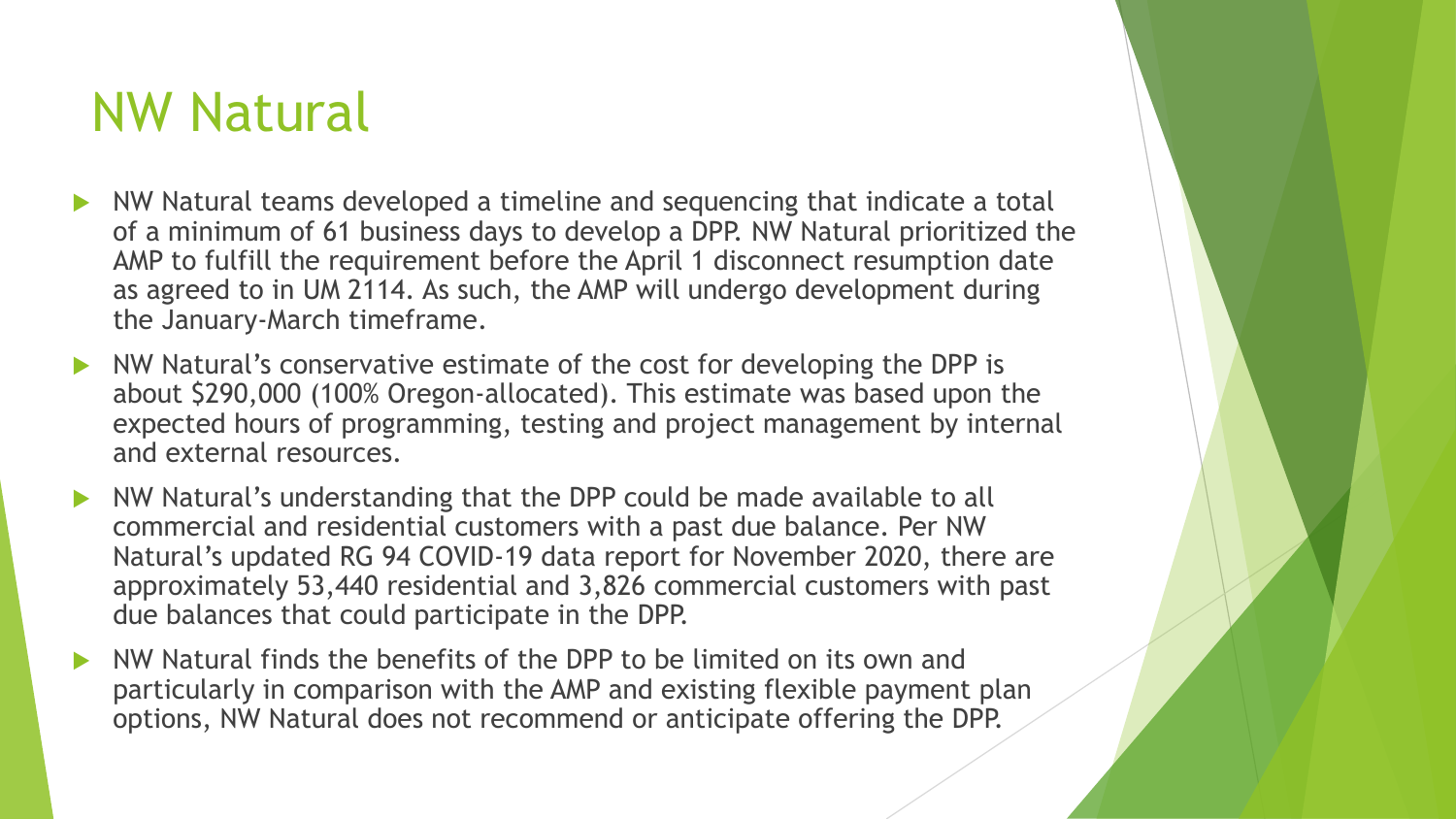# NW Natural

- NW Natural teams developed a timeline and sequencing that indicate a total of a minimum of 61 business days to develop a DPP. NW Natural prioritized the AMP to fulfill the requirement before the April 1 disconnect resumption date as agreed to in UM 2114. As such, the AMP will undergo development during the January-March timeframe.
- NW Natural's conservative estimate of the cost for developing the DPP is about $290,000 (100% Oregon-allocated). This estimate was based upon the expected hours of programming, testing and project management by internal and external resources.
- NW Natural's understanding that the DPP could be made available to all commercial and residential customers with a past due balance. Per NW Natural's updated RG 94 COVID-19 data report for November 2020, there are approximately 53,440 residential and 3,826 commercial customers with past due balances that could participate in the DPP.
- NW Natural finds the benefits of the DPP to be limited on its own and particularly in comparison with the AMP and existing flexible payment plan options, NW Natural does not recommend or anticipate offering the DPP.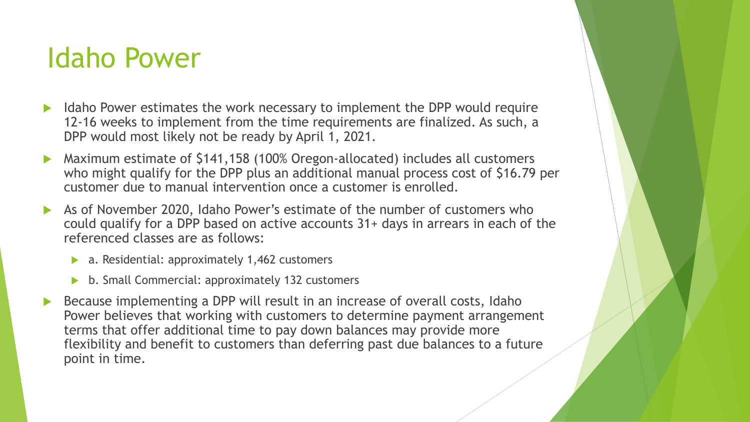# Idaho Power

- Idaho Power estimates the work necessary to implement the DPP would require 12-16 weeks to implement from the time requirements are finalized. As such, a DPP would most likely not be ready by April 1, 2021.
- Maximum estimate of $141,158 (100% Oregon-allocated) includes all customers who might qualify for the DPP plus an additional manual process cost of $16.79 per customer due to manual intervention once a customer is enrolled.
- As of November 2020, Idaho Power's estimate of the number of customers who could qualify for a DPP based on active accounts 31+ days in arrears in each of the referenced classes are as follows:
  - a. Residential: approximately 1,462 customers
  - b. Small Commercial: approximately 132 customers
- Because implementing a DPP will result in an increase of overall costs, Idaho Power believes that working with customers to determine payment arrangement terms that offer additional time to pay down balances may provide more flexibility and benefit to customers than deferring past due balances to a future point in time.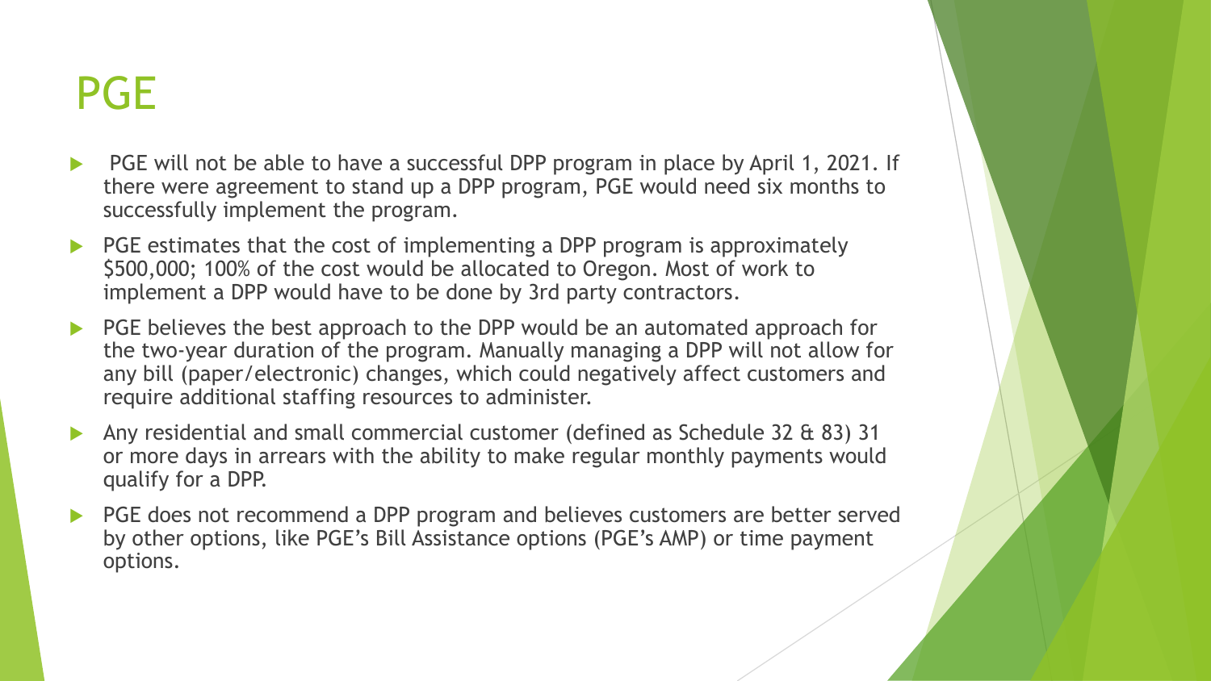# PGE

- PGE will not be able to have a successful DPP program in place by April 1, 2021. If there were agreement to stand up a DPP program, PGE would need six months to successfully implement the program.
- PGE estimates that the cost of implementing a DPP program is approximately $500,000; 100% of the cost would be allocated to Oregon. Most of work to implement a DPP would have to be done by 3rd party contractors.
- PGE believes the best approach to the DPP would be an automated approach for the two-year duration of the program. Manually managing a DPP will not allow for any bill (paper/electronic) changes, which could negatively affect customers and require additional staffing resources to administer.
- Any residential and small commercial customer (defined as Schedule 32 & 83) 31 or more days in arrears with the ability to make regular monthly payments would qualify for a DPP.
- PGE does not recommend a DPP program and believes customers are better served by other options, like PGE's Bill Assistance options (PGE's AMP) or time payment options.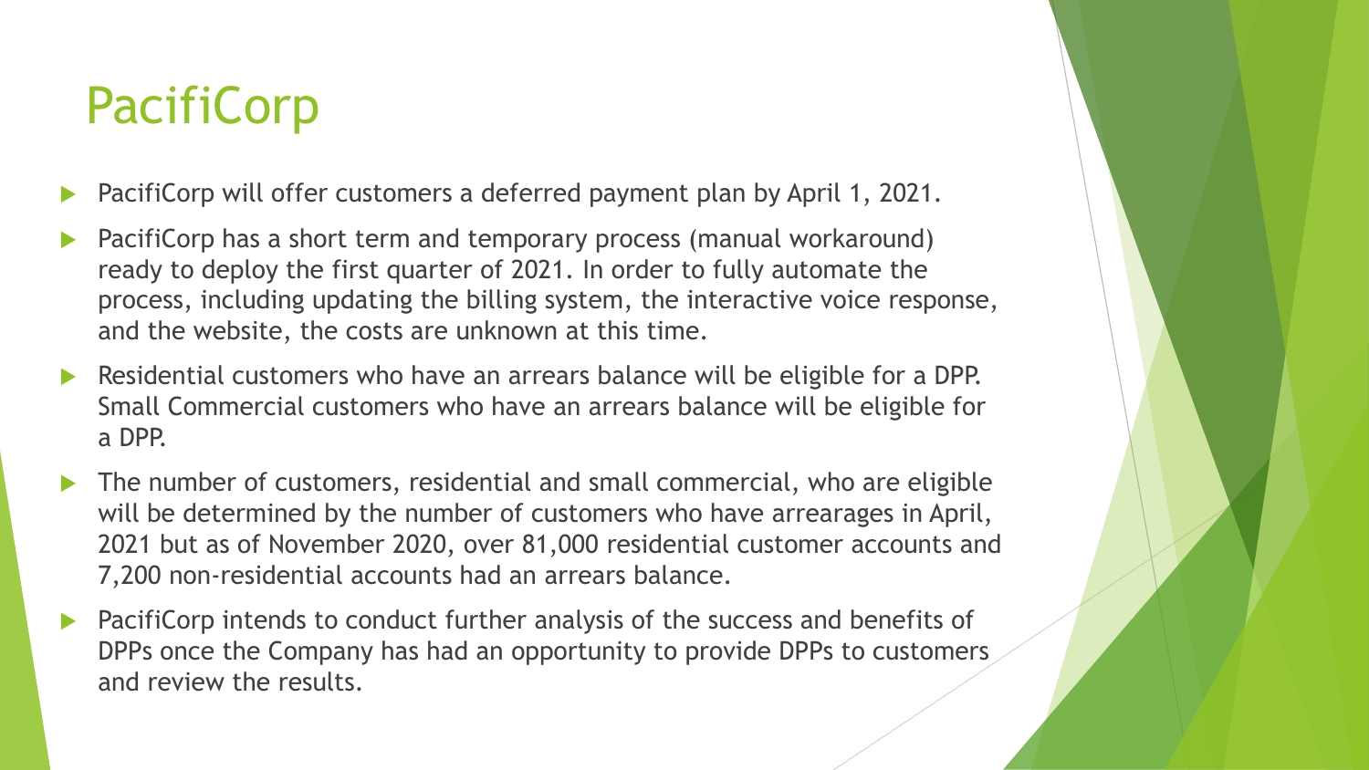# PacifiCorp

- PacifiCorp will offer customers a deferred payment plan by April 1, 2021.
- PacifiCorp has a short term and temporary process (manual workaround) ready to deploy the first quarter of 2021. In order to fully automate the process, including updating the billing system, the interactive voice response, and the website, the costs are unknown at this time.
- Residential customers who have an arrears balance will be eligible for a DPP. Small Commercial customers who have an arrears balance will be eligible for a DPP.
- The number of customers, residential and small commercial, who are eligible will be determined by the number of customers who have arrearages in April, 2021 but as of November 2020, over 81,000 residential customer accounts and 7,200 non-residential accounts had an arrears balance.
- PacifiCorp intends to conduct further analysis of the success and benefits of DPPs once the Company has had an opportunity to provide DPPs to customers and review the results.